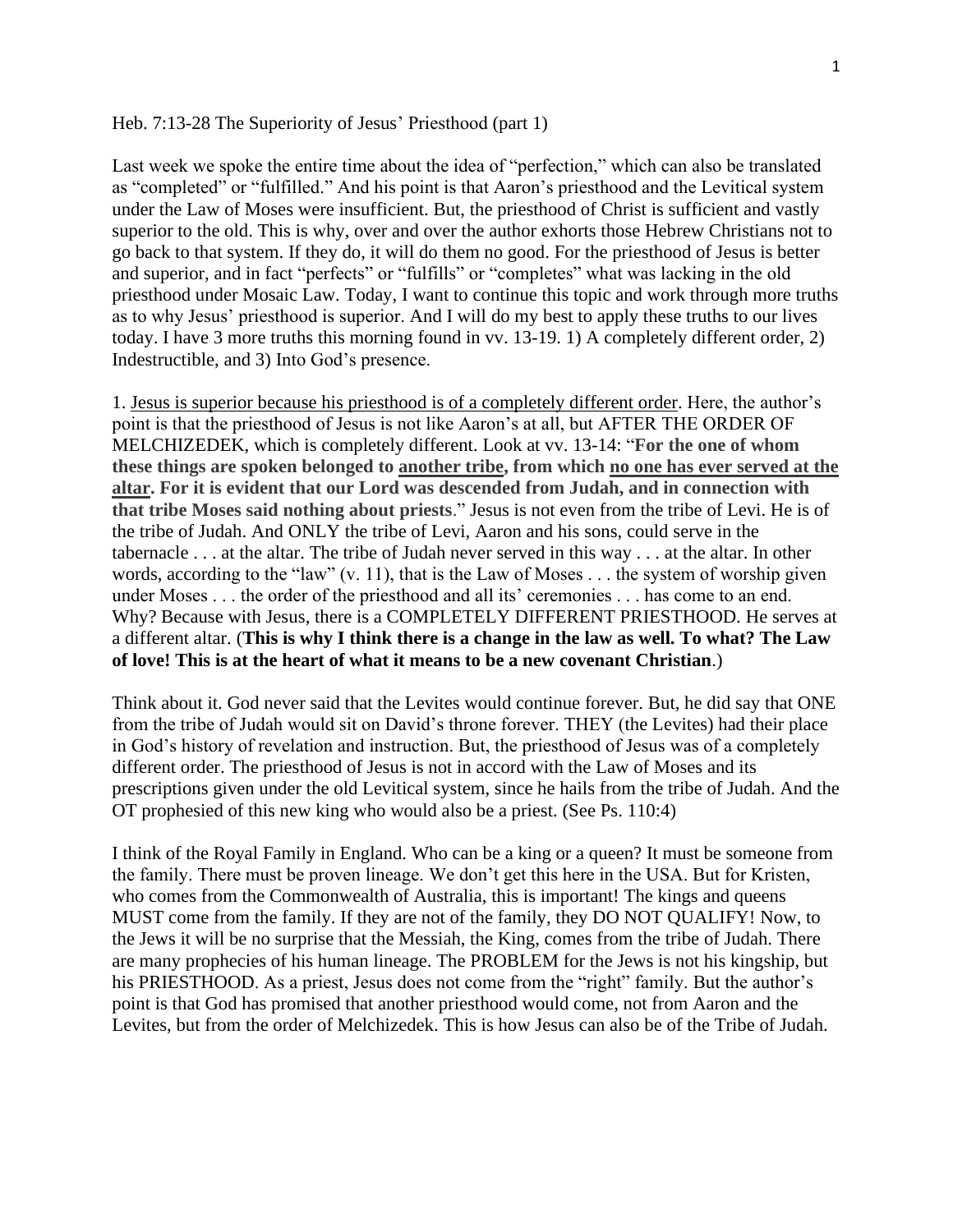Heb. 7:13-28 The Superiority of Jesus' Priesthood (part 1)

Last week we spoke the entire time about the idea of "perfection," which can also be translated as "completed" or "fulfilled." And his point is that Aaron's priesthood and the Levitical system under the Law of Moses were insufficient. But, the priesthood of Christ is sufficient and vastly superior to the old. This is why, over and over the author exhorts those Hebrew Christians not to go back to that system. If they do, it will do them no good. For the priesthood of Jesus is better and superior, and in fact "perfects" or "fulfills" or "completes" what was lacking in the old priesthood under Mosaic Law. Today, I want to continue this topic and work through more truths as to why Jesus' priesthood is superior. And I will do my best to apply these truths to our lives today. I have 3 more truths this morning found in vv. 13-19. 1) A completely different order, 2) Indestructible, and 3) Into God's presence.

1. <u>Jesus is superior because his priesthood is of a completely different order</u>. Here, the author's point is that the priesthood of Jesus is not like Aaron's at all, but AFTER THE ORDER OF MELCHIZEDEK, which is completely different. Look at vv. 13-14: "**For the one of whom these things are spoken belonged to <u>another tribe</u>, from which <u>no one has ever served at the altar</u>. For it is evident that our Lord was descended from Judah, and in connection with that tribe Moses said nothing about priests**." Jesus is not even from the tribe of Levi. He is of the tribe of Judah. And ONLY the tribe of Levi, Aaron and his sons, could serve in the tabernacle . . . at the altar. The tribe of Judah never served in this way . . . at the altar. In other words, according to the "law" (v. 11), that is the Law of Moses . . . the system of worship given under Moses . . . the order of the priesthood and all its' ceremonies . . . has come to an end. Why? Because with Jesus, there is a COMPLETELY DIFFERENT PRIESTHOOD. He serves at a different altar. (**This is why I think there is a change in the law as well. To what? The Law of love! This is at the heart of what it means to be a new covenant Christian**.)

Think about it. God never said that the Levites would continue forever. But, he did say that ONE from the tribe of Judah would sit on David's throne forever. THEY (the Levites) had their place in God's history of revelation and instruction. But, the priesthood of Jesus was of a completely different order. The priesthood of Jesus is not in accord with the Law of Moses and its prescriptions given under the old Levitical system, since he hails from the tribe of Judah. And the OT prophesied of this new king who would also be a priest. (See Ps. 110:4)

I think of the Royal Family in England. Who can be a king or a queen? It must be someone from the family. There must be proven lineage. We don't get this here in the USA. But for Kristen, who comes from the Commonwealth of Australia, this is important! The kings and queens MUST come from the family. If they are not of the family, they DO NOT QUALIFY! Now, to the Jews it will be no surprise that the Messiah, the King, comes from the tribe of Judah. There are many prophecies of his human lineage. The PROBLEM for the Jews is not his kingship, but his PRIESTHOOD. As a priest, Jesus does not come from the "right" family. But the author's point is that God has promised that another priesthood would come, not from Aaron and the Levites, but from the order of Melchizedek. This is how Jesus can also be of the Tribe of Judah.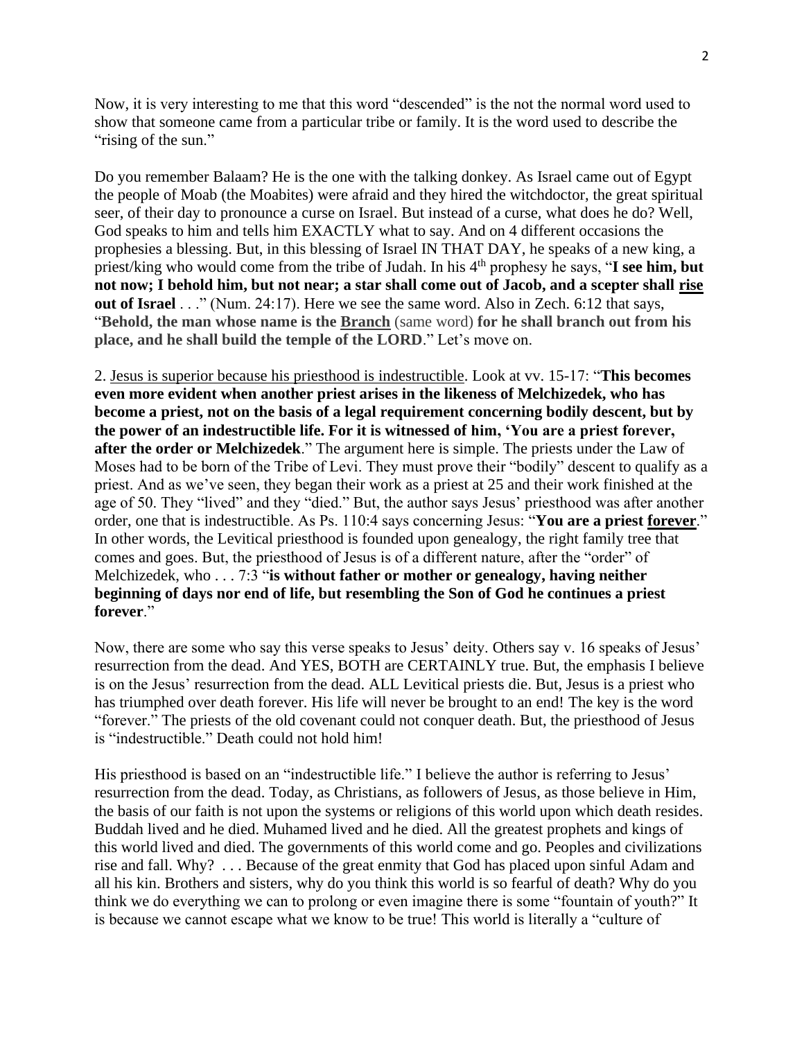Now, it is very interesting to me that this word "descended" is the not the normal word used to show that someone came from a particular tribe or family. It is the word used to describe the "rising of the sun."

Do you remember Balaam? He is the one with the talking donkey. As Israel came out of Egypt the people of Moab (the Moabites) were afraid and they hired the witchdoctor, the great spiritual seer, of their day to pronounce a curse on Israel. But instead of a curse, what does he do? Well, God speaks to him and tells him EXACTLY what to say. And on 4 different occasions the prophesies a blessing. But, in this blessing of Israel IN THAT DAY, he speaks of a new king, a priest/king who would come from the tribe of Judah. In his 4th prophesy he says, "**I see him, but not now; I behold him, but not near; a star shall come out of Jacob, and a scepter shall <u>rise</u> out of Israel** . . ." (Num. 24:17). Here we see the same word. Also in Zech. 6:12 that says, "**Behold, the man whose name is the <u>Branch</u>** (same word) **for he shall branch out from his place, and he shall build the temple of the LORD**." Let's move on.

2. <u>Jesus is superior because his priesthood is indestructible</u>. Look at vv. 15-17: "**This becomes even more evident when another priest arises in the likeness of Melchizedek, who has become a priest, not on the basis of a legal requirement concerning bodily descent, but by the power of an indestructible life. For it is witnessed of him, 'You are a priest forever, after the order or Melchizedek**." The argument here is simple. The priests under the Law of Moses had to be born of the Tribe of Levi. They must prove their "bodily" descent to qualify as a priest. And as we've seen, they began their work as a priest at 25 and their work finished at the age of 50. They "lived" and they "died." But, the author says Jesus' priesthood was after another order, one that is indestructible. As Ps. 110:4 says concerning Jesus: "**You are a priest <u>forever</u>**." In other words, the Levitical priesthood is founded upon genealogy, the right family tree that comes and goes. But, the priesthood of Jesus is of a different nature, after the "order" of Melchizedek, who . . . 7:3 "**is without father or mother or genealogy, having neither beginning of days nor end of life, but resembling the Son of God he continues a priest forever**."

Now, there are some who say this verse speaks to Jesus' deity. Others say v. 16 speaks of Jesus' resurrection from the dead. And YES, BOTH are CERTAINLY true. But, the emphasis I believe is on the Jesus' resurrection from the dead. ALL Levitical priests die. But, Jesus is a priest who has triumphed over death forever. His life will never be brought to an end! The key is the word "forever." The priests of the old covenant could not conquer death. But, the priesthood of Jesus is "indestructible." Death could not hold him!

His priesthood is based on an "indestructible life." I believe the author is referring to Jesus' resurrection from the dead. Today, as Christians, as followers of Jesus, as those believe in Him, the basis of our faith is not upon the systems or religions of this world upon which death resides. Buddah lived and he died. Muhamed lived and he died. All the greatest prophets and kings of this world lived and died. The governments of this world come and go. Peoples and civilizations rise and fall. Why? . . . Because of the great enmity that God has placed upon sinful Adam and all his kin. Brothers and sisters, why do you think this world is so fearful of death? Why do you think we do everything we can to prolong or even imagine there is some "fountain of youth?" It is because we cannot escape what we know to be true! This world is literally a "culture of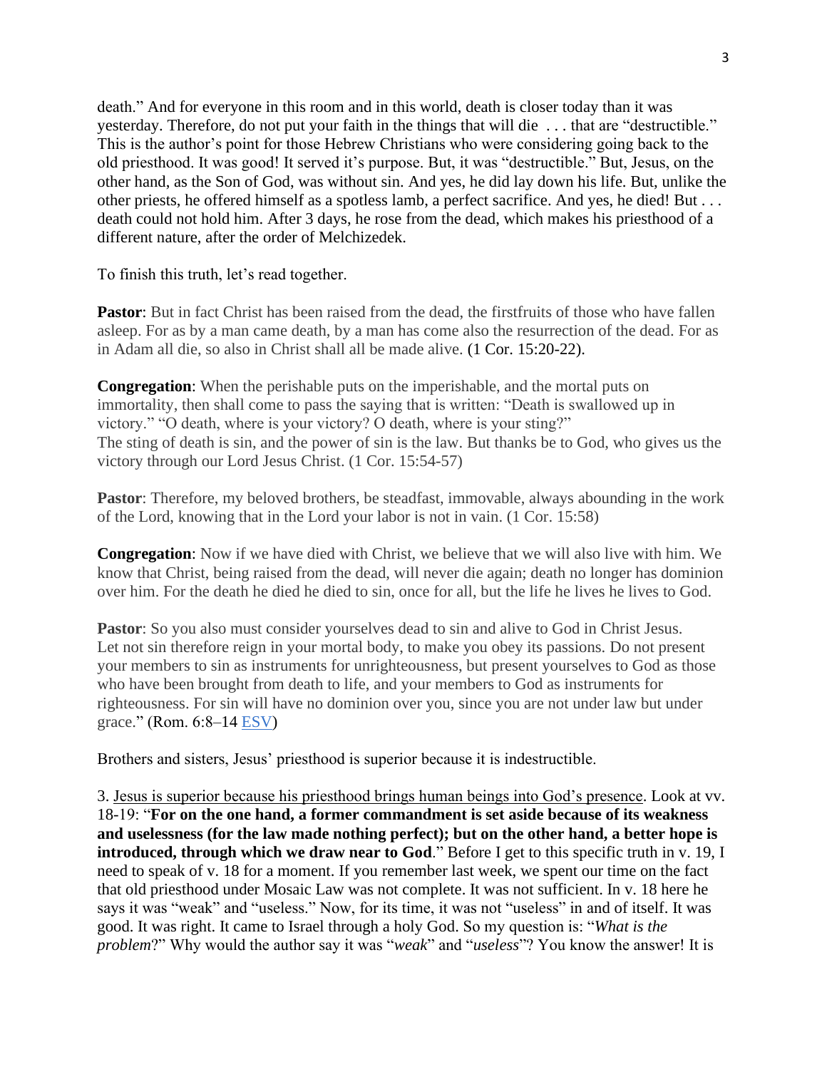death." And for everyone in this room and in this world, death is closer today than it was yesterday. Therefore, do not put your faith in the things that will die . . . that are "destructible." This is the author's point for those Hebrew Christians who were considering going back to the old priesthood. It was good! It served it's purpose. But, it was "destructible." But, Jesus, on the other hand, as the Son of God, was without sin. And yes, he did lay down his life. But, unlike the other priests, he offered himself as a spotless lamb, a perfect sacrifice. And yes, he died! But . . . death could not hold him. After 3 days, he rose from the dead, which makes his priesthood of a different nature, after the order of Melchizedek.

To finish this truth, let's read together.

**Pastor**: But in fact Christ has been raised from the dead, the firstfruits of those who have fallen asleep. For as by a man came death, by a man has come also the resurrection of the dead. For as in Adam all die, so also in Christ shall all be made alive. (1 Cor. 15:20-22).

**Congregation**: When the perishable puts on the imperishable, and the mortal puts on immortality, then shall come to pass the saying that is written: "Death is swallowed up in victory." "O death, where is your victory? O death, where is your sting?"
The sting of death is sin, and the power of sin is the law. But thanks be to God, who gives us the victory through our Lord Jesus Christ. (1 Cor. 15:54-57)

**Pastor**: Therefore, my beloved brothers, be steadfast, immovable, always abounding in the work of the Lord, knowing that in the Lord your labor is not in vain. (1 Cor. 15:58)

**Congregation**: Now if we have died with Christ, we believe that we will also live with him. We know that Christ, being raised from the dead, will never die again; death no longer has dominion over him. For the death he died he died to sin, once for all, but the life he lives he lives to God.

**Pastor**: So you also must consider yourselves dead to sin and alive to God in Christ Jesus. Let not sin therefore reign in your mortal body, to make you obey its passions. Do not present your members to sin as instruments for unrighteousness, but present yourselves to God as those who have been brought from death to life, and your members to God as instruments for righteousness. For sin will have no dominion over you, since you are not under law but under grace." (Rom. 6:8–14 ESV)

Brothers and sisters, Jesus' priesthood is superior because it is indestructible.

3. Jesus is superior because his priesthood brings human beings into God's presence. Look at vv. 18-19: "**For on the one hand, a former commandment is set aside because of its weakness and uselessness (for the law made nothing perfect); but on the other hand, a better hope is introduced, through which we draw near to God**." Before I get to this specific truth in v. 19, I need to speak of v. 18 for a moment. If you remember last week, we spent our time on the fact that old priesthood under Mosaic Law was not complete. It was not sufficient. In v. 18 here he says it was "weak" and "useless." Now, for its time, it was not "useless" in and of itself. It was good. It was right. It came to Israel through a holy God. So my question is: "*What is the problem*?" Why would the author say it was "*weak*" and "*useless*"? You know the answer! It is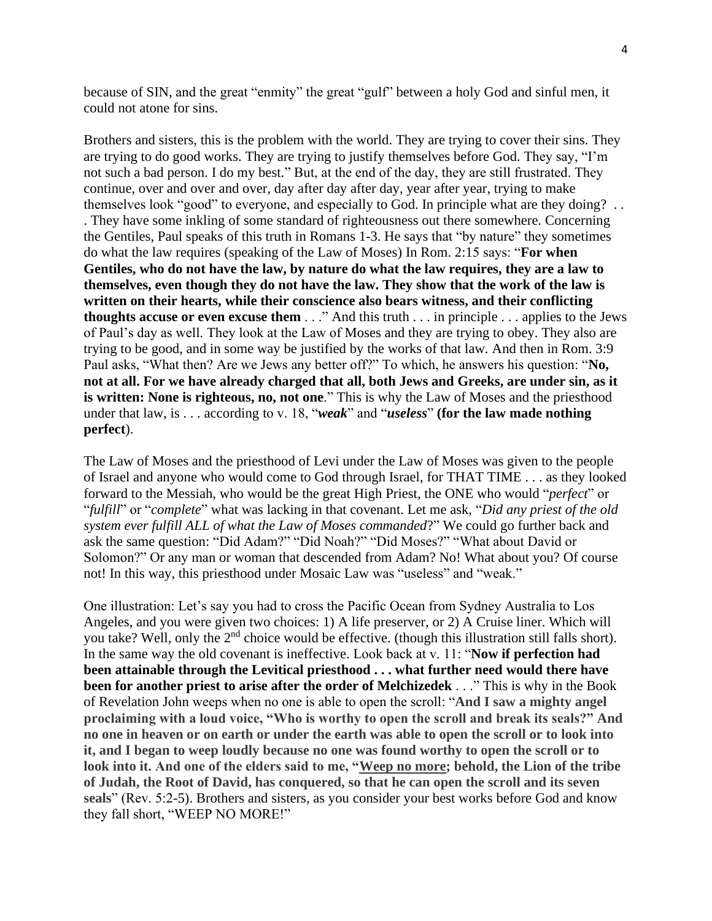because of SIN, and the great "enmity" the great "gulf" between a holy God and sinful men, it could not atone for sins.

Brothers and sisters, this is the problem with the world. They are trying to cover their sins. They are trying to do good works. They are trying to justify themselves before God. They say, "I'm not such a bad person. I do my best." But, at the end of the day, they are still frustrated. They continue, over and over and over, day after day after day, year after year, trying to make themselves look "good" to everyone, and especially to God. In principle what are they doing? . . . They have some inkling of some standard of righteousness out there somewhere. Concerning the Gentiles, Paul speaks of this truth in Romans 1-3. He says that "by nature" they sometimes do what the law requires (speaking of the Law of Moses) In Rom. 2:15 says: "**For when Gentiles, who do not have the law, by nature do what the law requires, they are a law to themselves, even though they do not have the law. They show that the work of the law is written on their hearts, while their conscience also bears witness, and their conflicting thoughts accuse or even excuse them** . . ." And this truth . . . in principle . . . applies to the Jews of Paul's day as well. They look at the Law of Moses and they are trying to obey. They also are trying to be good, and in some way be justified by the works of that law. And then in Rom. 3:9 Paul asks, "What then? Are we Jews any better off?" To which, he answers his question: "**No, not at all. For we have already charged that all, both Jews and Greeks, are under sin, as it is written: None is righteous, no, not one**." This is why the Law of Moses and the priesthood under that law, is . . . according to v. 18, "***weak***" and "***useless***" **(for the law made nothing perfect**).

The Law of Moses and the priesthood of Levi under the Law of Moses was given to the people of Israel and anyone who would come to God through Israel, for THAT TIME . . . as they looked forward to the Messiah, who would be the great High Priest, the ONE who would "*perfect*" or "*fulfill*" or "*complete*" what was lacking in that covenant. Let me ask, "*Did any priest of the old system ever fulfill ALL of what the Law of Moses commanded*?" We could go further back and ask the same question: "Did Adam?" "Did Noah?" "Did Moses?" "What about David or Solomon?" Or any man or woman that descended from Adam? No! What about you? Of course not! In this way, this priesthood under Mosaic Law was "useless" and "weak."

One illustration: Let's say you had to cross the Pacific Ocean from Sydney Australia to Los Angeles, and you were given two choices: 1) A life preserver, or 2) A Cruise liner. Which will you take? Well, only the 2nd choice would be effective. (though this illustration still falls short). In the same way the old covenant is ineffective. Look back at v. 11: "**Now if perfection had been attainable through the Levitical priesthood . . . what further need would there have been for another priest to arise after the order of Melchizedek** . . ." This is why in the Book of Revelation John weeps when no one is able to open the scroll: "**And I saw a mighty angel proclaiming with a loud voice, "Who is worthy to open the scroll and break its seals?" And no one in heaven or on earth or under the earth was able to open the scroll or to look into it, and I began to weep loudly because no one was found worthy to open the scroll or to look into it. And one of the elders said to me, "<u>Weep no more</u>; behold, the Lion of the tribe of Judah, the Root of David, has conquered, so that he can open the scroll and its seven seals**" (Rev. 5:2-5). Brothers and sisters, as you consider your best works before God and know they fall short, "WEEP NO MORE!"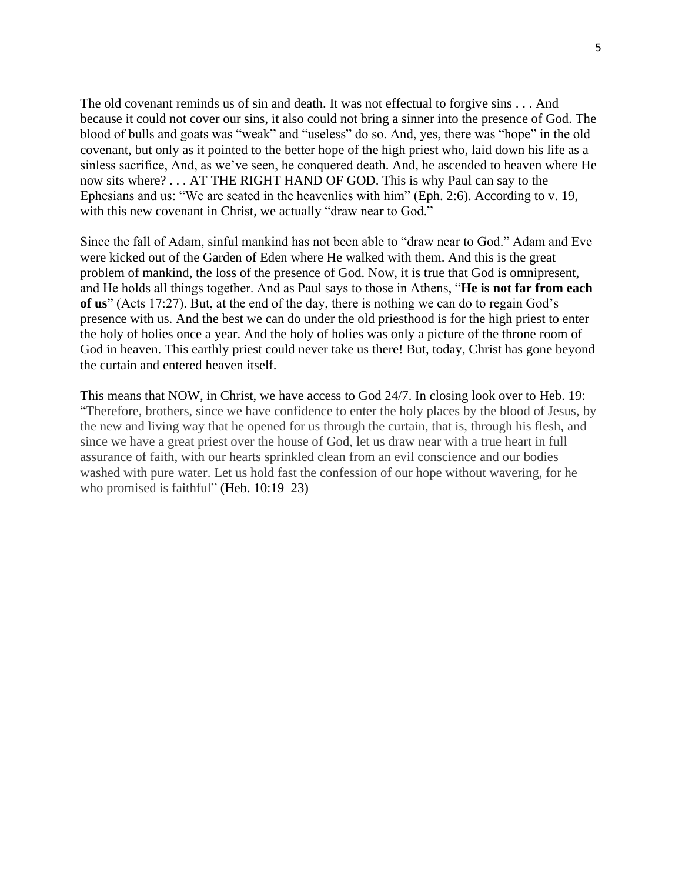The old covenant reminds us of sin and death. It was not effectual to forgive sins . . . And because it could not cover our sins, it also could not bring a sinner into the presence of God. The blood of bulls and goats was “weak” and “useless” do so. And, yes, there was “hope” in the old covenant, but only as it pointed to the better hope of the high priest who, laid down his life as a sinless sacrifice, And, as we’ve seen, he conquered death. And, he ascended to heaven where He now sits where? . . . AT THE RIGHT HAND OF GOD. This is why Paul can say to the Ephesians and us: “We are seated in the heavenlies with him” (Eph. 2:6). According to v. 19, with this new covenant in Christ, we actually “draw near to God.”

Since the fall of Adam, sinful mankind has not been able to “draw near to God.” Adam and Eve were kicked out of the Garden of Eden where He walked with them. And this is the great problem of mankind, the loss of the presence of God. Now, it is true that God is omnipresent, and He holds all things together. And as Paul says to those in Athens, “**He is not far from each of us**” (Acts 17:27). But, at the end of the day, there is nothing we can do to regain God’s presence with us. And the best we can do under the old priesthood is for the high priest to enter the holy of holies once a year. And the holy of holies was only a picture of the throne room of God in heaven. This earthly priest could never take us there! But, today, Christ has gone beyond the curtain and entered heaven itself.

This means that NOW, in Christ, we have access to God 24/7. In closing look over to Heb. 19: “Therefore, brothers, since we have confidence to enter the holy places by the blood of Jesus, by the new and living way that he opened for us through the curtain, that is, through his flesh, and since we have a great priest over the house of God, let us draw near with a true heart in full assurance of faith, with our hearts sprinkled clean from an evil conscience and our bodies washed with pure water. Let us hold fast the confession of our hope without wavering, for he who promised is faithful” (Heb. 10:19–23)